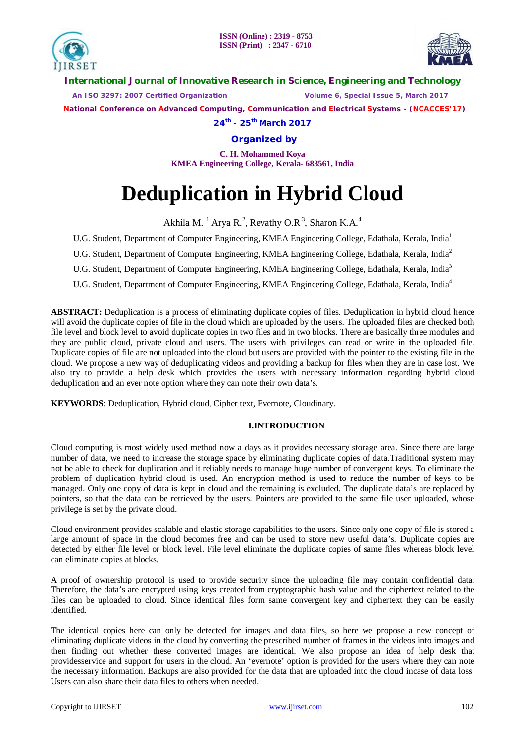# Deduplication in Hybrid Cloud

Akhila M. [1] Arya R.[2], Revathy O.R[3], Sharon K.A.[4]

U.G. Student, Department of Computer Engineering, KMEA Engineering College, Edathala, Kerala, India[1]

U.G. Student, Department of Computer Engineering, KMEA Engineering College, Edathala, Kerala, India[2]

U.G. Student, Department of Computer Engineering, KMEA Engineering College, Edathala, Kerala, India[3]

U.G. Student, Department of Computer Engineering, KMEA Engineering College, Edathala, Kerala, India[4]

**ABSTRACT:** Deduplication is a process of eliminating duplicate copies of files. Deduplication in hybrid cloud hence will avoid the duplicate copies of file in the cloud which are uploaded by the users. The uploaded files are checked both file level and block level to avoid duplicate copies in two files and in two blocks. There are basically three modules and they are public cloud, private cloud and users. The users with privileges can read or write in the uploaded file. Duplicate copies of file are not uploaded into the cloud but users are provided with the pointer to the existing file in the cloud. We propose a new way of deduplicating videos and providing a backup for files when they are in case lost. We also try to provide a help desk which provides the users with necessary information regarding hybrid cloud deduplication and an ever note option where they can note their own data's.

**KEYWORDS**: Deduplication, Hybrid cloud, Cipher text, Evernote, Cloudinary.

## I.INTRODUCTION

Cloud computing is most widely used method now a days as it provides necessary storage area. Since there are large number of data, we need to increase the storage space by eliminating duplicate copies of data.Traditional system may not be able to check for duplication and it reliably needs to manage huge number of convergent keys. To eliminate the problem of duplication hybrid cloud is used. An encryption method is used to reduce the number of keys to be managed. Only one copy of data is kept in cloud and the remaining is excluded. The duplicate data's are replaced by pointers, so that the data can be retrieved by the users. Pointers are provided to the same file user uploaded, whose privilege is set by the private cloud.

Cloud environment provides scalable and elastic storage capabilities to the users. Since only one copy of file is stored a large amount of space in the cloud becomes free and can be used to store new useful data's. Duplicate copies are detected by either file level or block level. File level eliminate the duplicate copies of same files whereas block level can eliminate copies at blocks.

A proof of ownership protocol is used to provide security since the uploading file may contain confidential data. Therefore, the data's are encrypted using keys created from cryptographic hash value and the ciphertext related to the files can be uploaded to cloud. Since identical files form same convergent key and ciphertext they can be easily identified.

The identical copies here can only be detected for images and data files, so here we propose a new concept of eliminating duplicate videos in the cloud by converting the prescribed number of frames in the videos into images and then finding out whether these converted images are identical. We also propose an idea of help desk that providesservice and support for users in the cloud. An 'evernote' option is provided for the users where they can note the necessary information. Backups are also provided for the data that are uploaded into the cloud incase of data loss. Users can also share their data files to others when needed.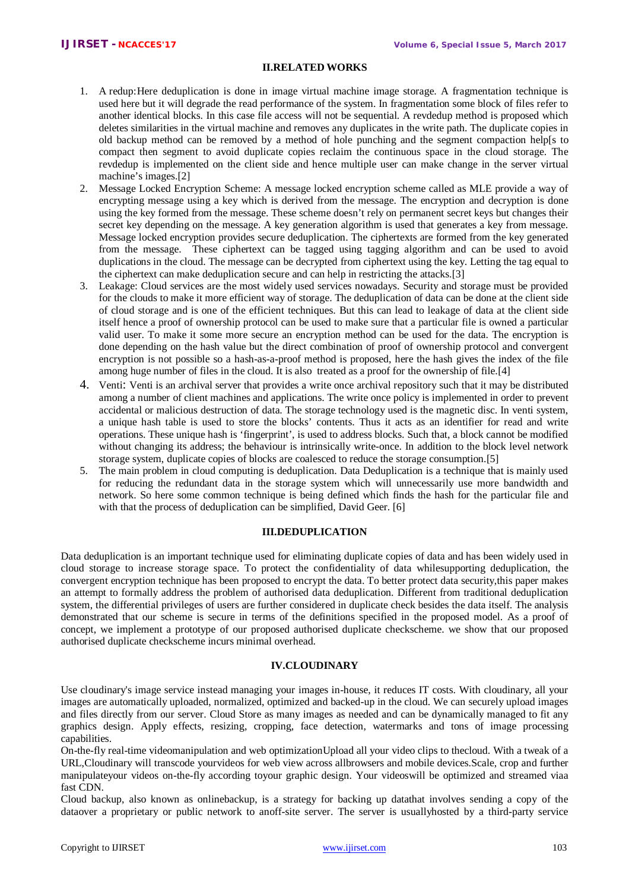## II.RELATED WORKS

1. A redup:Here deduplication is done in image virtual machine image storage. A fragmentation technique is used here but it will degrade the read performance of the system. In fragmentation some block of files refer to another identical blocks. In this case file access will not be sequential. A revdedup method is proposed which deletes similarities in the virtual machine and removes any duplicates in the write path. The duplicate copies in old backup method can be removed by a method of hole punching and the segment compaction help[s to compact then segment to avoid duplicate copies reclaim the continuous space in the cloud storage. The revdedup is implemented on the client side and hence multiple user can make change in the server virtual machine's images.[2]
2. Message Locked Encryption Scheme: A message locked encryption scheme called as MLE provide a way of encrypting message using a key which is derived from the message. The encryption and decryption is done using the key formed from the message. These scheme doesn't rely on permanent secret keys but changes their secret key depending on the message. A key generation algorithm is used that generates a key from message. Message locked encryption provides secure deduplication. The ciphertexts are formed from the key generated from the message. These ciphertext can be tagged using tagging algorithm and can be used to avoid duplications in the cloud. The message can be decrypted from ciphertext using the key. Letting the tag equal to the ciphertext can make deduplication secure and can help in restricting the attacks.[3]
3. Leakage: Cloud services are the most widely used services nowadays. Security and storage must be provided for the clouds to make it more efficient way of storage. The deduplication of data can be done at the client side of cloud storage and is one of the efficient techniques. But this can lead to leakage of data at the client side itself hence a proof of ownership protocol can be used to make sure that a particular file is owned a particular valid user. To make it some more secure an encryption method can be used for the data. The encryption is done depending on the hash value but the direct combination of proof of ownership protocol and convergent encryption is not possible so a hash-as-a-proof method is proposed, here the hash gives the index of the file among huge number of files in the cloud. It is also treated as a proof for the ownership of file.[4]
4. Venti: Venti is an archival server that provides a write once archival repository such that it may be distributed among a number of client machines and applications. The write once policy is implemented in order to prevent accidental or malicious destruction of data. The storage technology used is the magnetic disc. In venti system, a unique hash table is used to store the blocks' contents. Thus it acts as an identifier for read and write operations. These unique hash is 'fingerprint', is used to address blocks. Such that, a block cannot be modified without changing its address; the behaviour is intrinsically write-once. In addition to the block level network storage system, duplicate copies of blocks are coalesced to reduce the storage consumption.[5]
5. The main problem in cloud computing is deduplication. Data Deduplication is a technique that is mainly used for reducing the redundant data in the storage system which will unnecessarily use more bandwidth and network. So here some common technique is being defined which finds the hash for the particular file and with that the process of deduplication can be simplified, David Geer. [6]

## III.DEDUPLICATION

Data deduplication is an important technique used for eliminating duplicate copies of data and has been widely used in cloud storage to increase storage space. To protect the confidentiality of data whilesupporting deduplication, the convergent encryption technique has been proposed to encrypt the data. To better protect data security,this paper makes an attempt to formally address the problem of authorised data deduplication. Different from traditional deduplication system, the differential privileges of users are further considered in duplicate check besides the data itself. The analysis demonstrated that our scheme is secure in terms of the definitions specified in the proposed model. As a proof of concept, we implement a prototype of our proposed authorised duplicate checkscheme. we show that our proposed authorised duplicate checkscheme incurs minimal overhead.

## IV.CLOUDINARY

Use cloudinary's image service instead managing your images in-house, it reduces IT costs. With cloudinary, all your images are automatically uploaded, normalized, optimized and backed-up in the cloud. We can securely upload images and files directly from our server. Cloud Store as many images as needed and can be dynamically managed to fit any graphics design. Apply effects, resizing, cropping, face detection, watermarks and tons of image processing capabilities.

On-the-fly real-time videomanipulation and web optimizationUpload all your video clips to thecloud. With a tweak of a URL,Cloudinary will transcode yourvideos for web view across allbrowsers and mobile devices.Scale, crop and further manipulateyour videos on-the-fly according toyour graphic design. Your videoswill be optimized and streamed viaa fast CDN.

Cloud backup, also known as onlinebackup, is a strategy for backing up datathat involves sending a copy of the dataover a proprietary or public network to anoff-site server. The server is usuallyhosted by a third-party service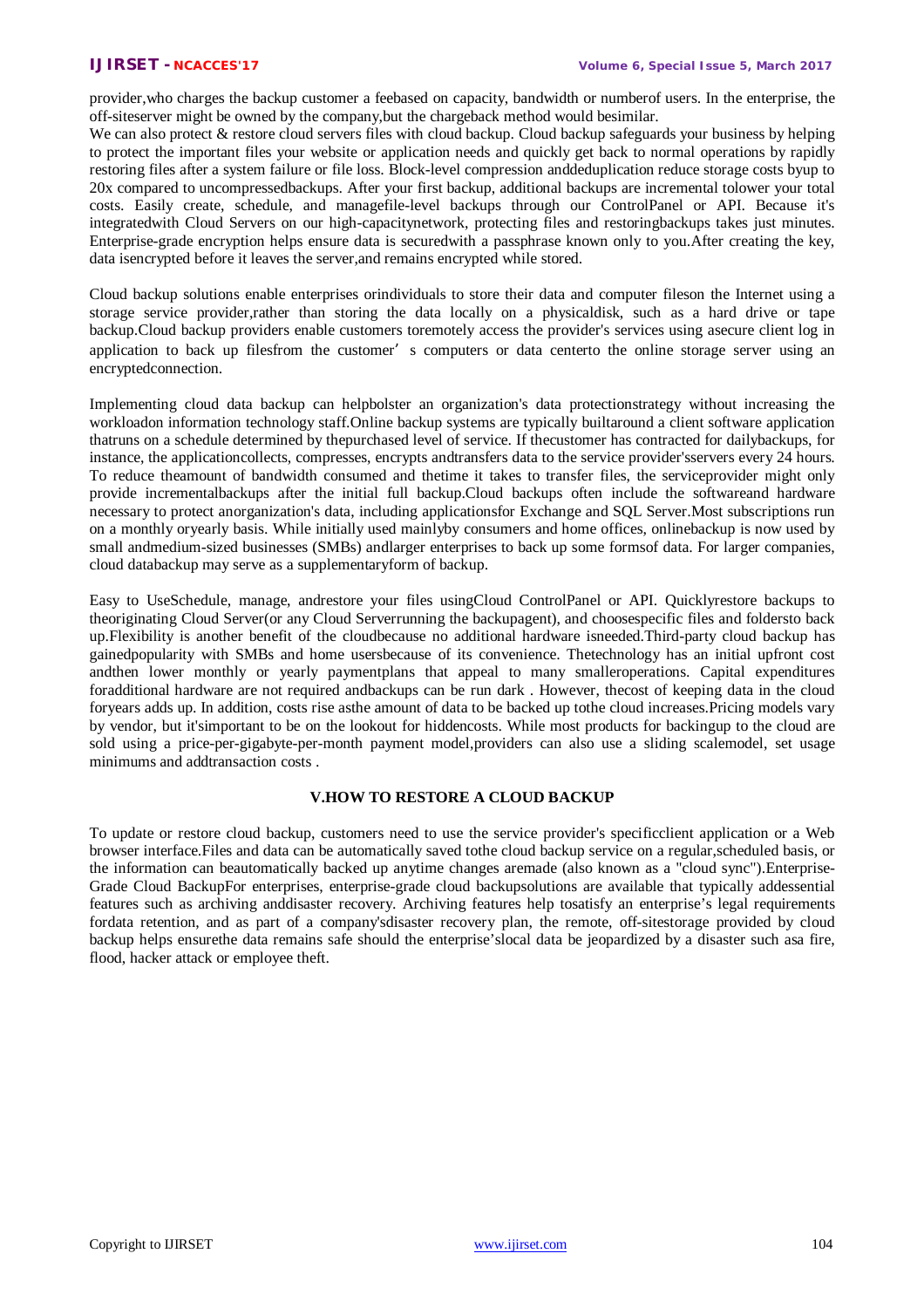provider,who charges the backup customer a feebased on capacity, bandwidth or numberof users. In the enterprise, the off-siteserver might be owned by the company,but the chargeback method would besimilar.

We can also protect & restore cloud servers files with cloud backup. Cloud backup safeguards your business by helping to protect the important files your website or application needs and quickly get back to normal operations by rapidly restoring files after a system failure or file loss. Block-level compression anddeduplication reduce storage costs byup to 20x compared to uncompressedbackups. After your first backup, additional backups are incremental tolower your total costs. Easily create, schedule, and managefile-level backups through our ControlPanel or API. Because it's integratedwith Cloud Servers on our high-capacitynetwork, protecting files and restoringbackups takes just minutes. Enterprise-grade encryption helps ensure data is securedwith a passphrase known only to you.After creating the key, data isencrypted before it leaves the server,and remains encrypted while stored.

Cloud backup solutions enable enterprises orindividuals to store their data and computer fileson the Internet using a storage service provider,rather than storing the data locally on a physicaldisk, such as a hard drive or tape backup.Cloud backup providers enable customers toremotely access the provider's services using asecure client log in application to back up filesfrom the customer' s computers or data centerto the online storage server using an encryptedconnection.

Implementing cloud data backup can helpbolster an organization's data protectionstrategy without increasing the workloadon information technology staff.Online backup systems are typically builtaround a client software application thatruns on a schedule determined by thepurchased level of service. If thecustomer has contracted for dailybackups, for instance, the applicationcollects, compresses, encrypts andtransfers data to the service provider'sservers every 24 hours. To reduce theamount of bandwidth consumed and thetime it takes to transfer files, the serviceprovider might only provide incrementalbackups after the initial full backup.Cloud backups often include the softwareand hardware necessary to protect anorganization's data, including applicationsfor Exchange and SQL Server.Most subscriptions run on a monthly oryearly basis. While initially used mainlyby consumers and home offices, onlinebackup is now used by small andmedium-sized businesses (SMBs) andlarger enterprises to back up some formsof data. For larger companies, cloud databackup may serve as a supplementaryform of backup.

Easy to UseSchedule, manage, andrestore your files usingCloud ControlPanel or API. Quicklyrestore backups to theoriginating Cloud Server(or any Cloud Serverrunning the backupagent), and choosespecific files and foldersto back up.Flexibility is another benefit of the cloudbecause no additional hardware isneeded.Third-party cloud backup has gainedpopularity with SMBs and home usersbecause of its convenience. Thetechnology has an initial upfront cost andthen lower monthly or yearly paymentplans that appeal to many smalleroperations. Capital expenditures foradditional hardware are not required andbackups can be run dark . However, thecost of keeping data in the cloud foryears adds up. In addition, costs rise asthe amount of data to be backed up tothe cloud increases.Pricing models vary by vendor, but it'simportant to be on the lookout for hiddencosts. While most products for backingup to the cloud are sold using a price-per-gigabyte-per-month payment model,providers can also use a sliding scalemodel, set usage minimums and addtransaction costs .

## V.HOW TO RESTORE A CLOUD BACKUP

To update or restore cloud backup, customers need to use the service provider's specificclient application or a Web browser interface.Files and data can be automatically saved tothe cloud backup service on a regular,scheduled basis, or the information can beautomatically backed up anytime changes aremade (also known as a "cloud sync").Enterprise-Grade Cloud BackupFor enterprises, enterprise-grade cloud backupsolutions are available that typically addessential features such as archiving anddisaster recovery. Archiving features help tosatisfy an enterprise's legal requirements fordata retention, and as part of a company'sdisaster recovery plan, the remote, off-sitestorage provided by cloud backup helps ensurethe data remains safe should the enterprise'slocal data be jeopardized by a disaster such asa fire, flood, hacker attack or employee theft.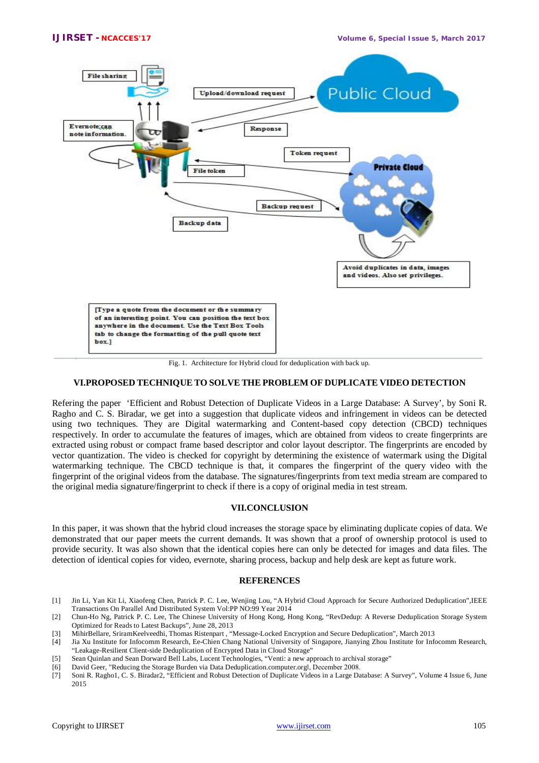File sharing

Upload/download request

Public Cloud

Evernote;can note information.

Response

Token request

Private Cloud

File token

Backup request

Backup data

Avoid duplicates in data, images and videos. Also set privileges.

[Type a quote from the document or the summary of an interesting point. You can position the text box anywhere in the document. Use the Text Box Tools tab to change the formatting of the pull quote text box.]

Fig. 1. Architecture for Hybrid cloud for deduplication with back up.

## VI.PROPOSED TECHNIQUE TO SOLVE THE PROBLEM OF DUPLICATE VIDEO DETECTION

Refering the paper 'Efficient and Robust Detection of Duplicate Videos in a Large Database: A Survey', by Soni R. Ragho and C. S. Biradar, we get into a suggestion that duplicate videos and infringement in videos can be detected using two techniques. They are Digital watermarking and Content-based copy detection (CBCD) techniques respectively. In order to accumulate the features of images, which are obtained from videos to create fingerprints are extracted using robust or compact frame based descriptor and color layout descriptor. The fingerprints are encoded by vector quantization. The video is checked for copyright by determining the existence of watermark using the Digital watermarking technique. The CBCD technique is that, it compares the fingerprint of the query video with the fingerprint of the original videos from the database. The signatures/fingerprints from text media stream are compared to the original media signature/fingerprint to check if there is a copy of original media in test stream.

## VII.CONCLUSION

In this paper, it was shown that the hybrid cloud increases the storage space by eliminating duplicate copies of data. We demonstrated that our paper meets the current demands. It was shown that a proof of ownership protocol is used to provide security. It was also shown that the identical copies here can only be detected for images and data files. The detection of identical copies for video, evernote, sharing process, backup and help desk are kept as future work.

## REFERENCES

[1] Jin Li, Yan Kit Li, Xiaofeng Chen, Patrick P. C. Lee, Wenjing Lou, "A Hybrid Cloud Approach for Secure Authorized Deduplication",IEEE Transactions On Parallel And Distributed System Vol:PP NO:99 Year 2014

[2] Chun-Ho Ng, Patrick P. C. Lee, The Chinese University of Hong Kong, Hong Kong, "RevDedup: A Reverse Deduplication Storage System Optimized for Reads to Latest Backups", June 28, 2013

[3] MihirBellare, SriramKeelveedhi, Thomas Ristenpart , "Message-Locked Encryption and Secure Deduplication", March 2013

[4] Jia Xu Institute for Infocomm Research, Ee-Chien Chang National University of Singapore, Jianying Zhou Institute for Infocomm Research, "Leakage-Resilient Client-side Deduplication of Encrypted Data in Cloud Storage"

[5] Sean Quinlan and Sean Dorward Bell Labs, Lucent Technologies, "Venti: a new approach to archival storage"

[6] David Geer, "Reducing the Storage Burden via Data Deduplication.computer.org‖, December 2008.

[7] Soni R. Raghol1, C. S. Biradar2, "Efficient and Robust Detection of Duplicate Videos in a Large Database: A Survey", Volume 4 Issue 6, June 2015